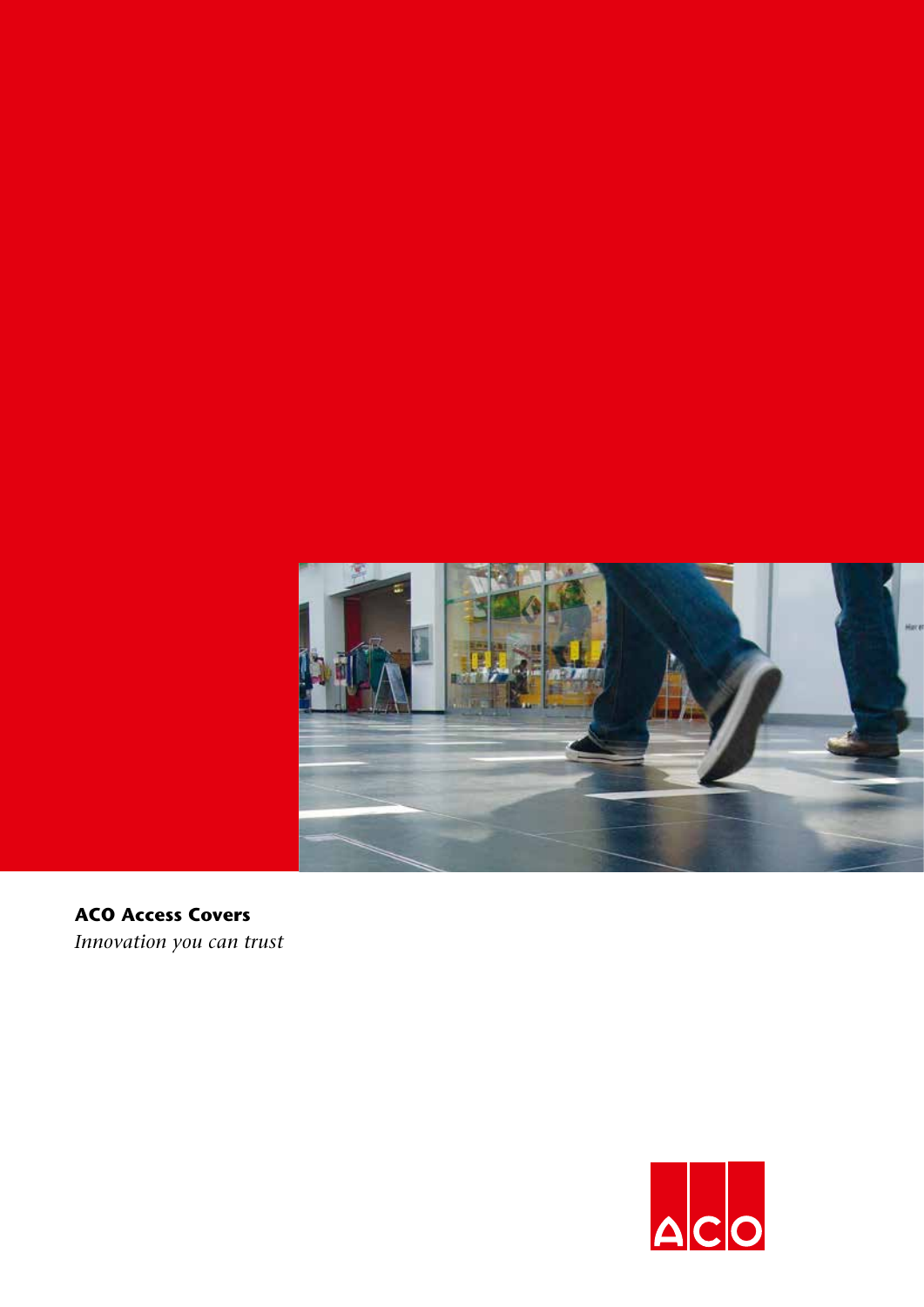**ACO Access Covers**

*Innovation you can trust*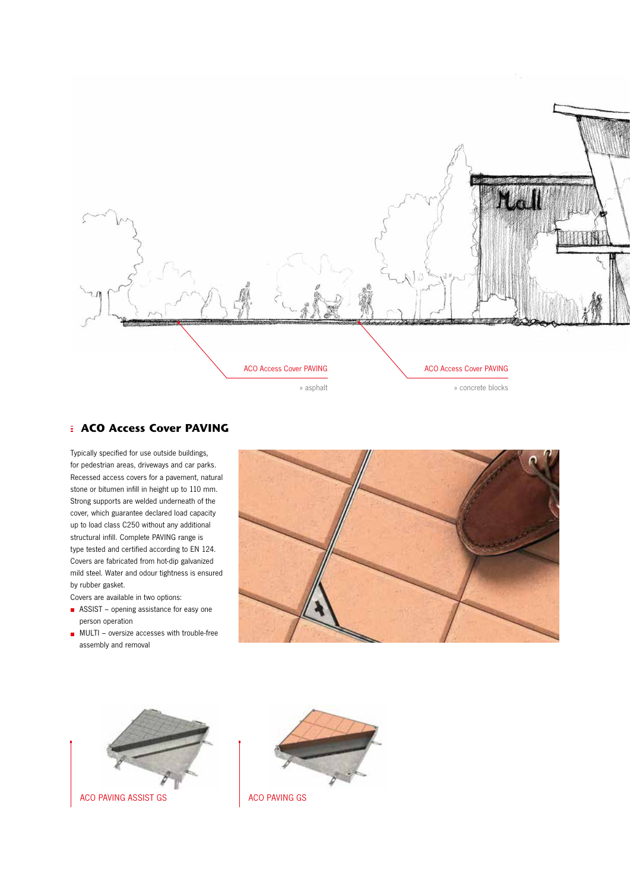ACO Access Cover PAVING

» asphalt

ACO Access Cover PAVING

» concrete blocks

## ACO Access Cover PAVING

Typically specified for use outside buildings, for pedestrian areas, driveways and car parks. Recessed access covers for a pavement, natural stone or bitumen infill in height up to 110 mm. Strong supports are welded underneath of the cover, which guarantee declared load capacity up to load class C250 without any additional structural infill. Complete PAVING range is type tested and certified according to EN 124. Covers are fabricated from hot-dip galvanized mild steel. Water and odour tightness is ensured by rubber gasket.

Covers are available in two options:

- ASSIST – opening assistance for easy one person operation
- MULTI – oversize accesses with trouble-free assembly and removal

ACO PAVING ASSIST GS

ACO PAVING GS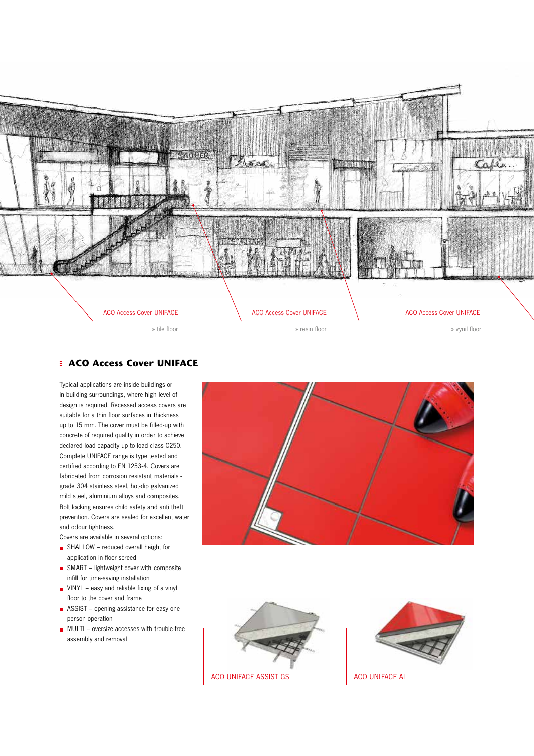ACO Access Cover UNIFACE

» tile floor

ACO Access Cover UNIFACE

» resin floor

ACO Access Cover UNIFACE

» vynil floor

## ACO Access Cover UNIFACE

Typical applications are inside buildings or in building surroundings, where high level of design is required. Recessed access covers are suitable for a thin floor surfaces in thickness up to 15 mm. The cover must be filled-up with concrete of required quality in order to achieve declared load capacity up to load class C250. Complete UNIFACE range is type tested and certified according to EN 1253-4. Covers are fabricated from corrosion resistant materials - grade 304 stainless steel, hot-dip galvanized mild steel, aluminium alloys and composites. Bolt locking ensures child safety and anti theft prevention. Covers are sealed for excellent water and odour tightness.

Covers are available in several options:

- SHALLOW – reduced overall height for application in floor screed
- SMART – lightweight cover with composite infill for time-saving installation
- VINYL – easy and reliable fixing of a vinyl floor to the cover and frame
- ASSIST – opening assistance for easy one person operation
- MULTI – oversize accesses with trouble-free assembly and removal

ACO UNIFACE ASSIST GS

ACO UNIFACE AL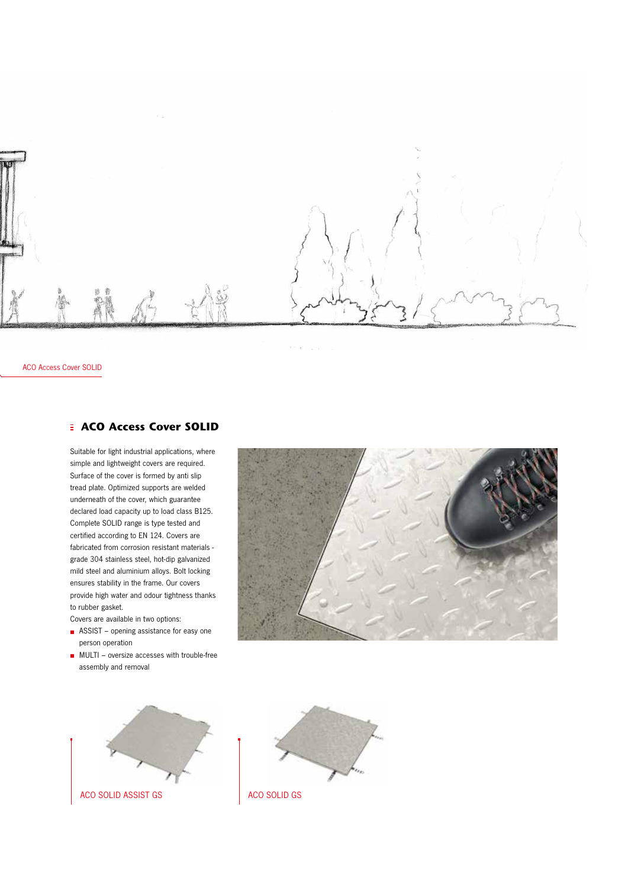ACO Access Cover SOLID

## ACO Access Cover SOLID

Suitable for light industrial applications, where simple and lightweight covers are required. Surface of the cover is formed by anti slip tread plate. Optimized supports are welded underneath of the cover, which guarantee declared load capacity up to load class B125. Complete SOLID range is type tested and certified according to EN 124. Covers are fabricated from corrosion resistant materials - grade 304 stainless steel, hot-dip galvanized mild steel and aluminium alloys. Bolt locking ensures stability in the frame. Our covers provide high water and odour tightness thanks to rubber gasket.

Covers are available in two options:

- ASSIST – opening assistance for easy one person operation
- MULTI – oversize accesses with trouble-free assembly and removal

ACO SOLID ASSIST GS

ACO SOLID GS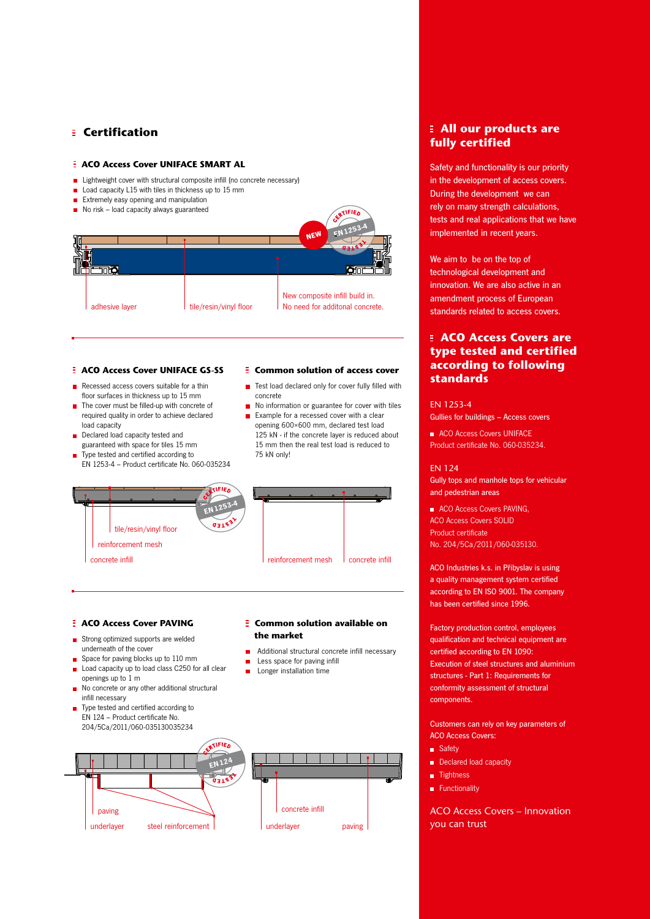## Certification

### ACO Access Cover UNIFACE SMART AL

- Lightweight cover with structural composite infill (no concrete necessary)
- Load capacity L15 with tiles in thickness up to 15 mm
- Extremely easy opening and manipulation
- No risk – load capacity always guaranteed

NEW

CERTIFIED EN 1253-4 TESTED

adhesive layer

tile/resin/vinyl floor

New composite infill build in. No need for additonal concrete.

### ACO Access Cover UNIFACE GS-SS

- Recessed access covers suitable for a thin floor surfaces in thickness up to 15 mm
- The cover must be filled-up with concrete of required quality in order to achieve declared load capacity
- Declared load capacity tested and guaranteed with space for tiles 15 mm
- Type tested and certified according to EN 1253-4 – Product certificate No. 060-035234

### Common solution of access cover

- Test load declared only for cover fully filled with concrete
- No information or guarantee for cover with tiles
- Example for a recessed cover with a clear opening 600×600 mm, declared test load 125 kN - if the concrete layer is reduced about 15 mm then the real test load is reduced to 75 kN only!

CERTIFIED EN 1253-4 TESTED

tile/resin/vinyl floor

reinforcement mesh

concrete infill

reinforcement mesh

concrete infill

### ACO Access Cover PAVING

- Strong optimized supports are welded underneath of the cover
- Space for paving blocks up to 110 mm
- Load capacity up to load class C250 for all clear openings up to 1 m
- No concrete or any other additional structural infill necessary
- Type tested and certified according to EN 124 – Product certificate No. 204/5Ca/2011/060-035130035234

### Common solution available on the market

- Additional structural concrete infill necessary
- Less space for paving infill
- Longer installation time

CERTIFIED EN 124 TESTED

paving

underlayer

steel reinforcement

concrete infill

underlayer

paving

## All our products are fully certified

Safety and functionality is our priority in the development of access covers. During the development we can rely on many strength calculations, tests and real applications that we have implemented in recent years.

We aim to be on the top of technological development and innovation. We are also active in an amendment process of European standards related to access covers.

## ACO Access Covers are type tested and certified according to following standards

EN 1253-4

Gullies for buildings – Access covers

- ACO Access Covers UNIFACE Product certificate No. 060-035234.

EN 124

Gully tops and manhole tops for vehicular and pedestrian areas

- ACO Access Covers PAVING, ACO Access Covers SOLID Product certificate No. 204/5Ca/2011/060-035130.

ACO Industries k.s. in Přibyslav is using a quality management system certified according to EN ISO 9001. The company has been certified since 1996.

Factory production control, employees qualification and technical equipment are certified according to EN 1090: Execution of steel structures and aluminium structures - Part 1: Requirements for conformity assessment of structural components.

Customers can rely on key parameters of ACO Access Covers:

- Safety
- Declared load capacity
- Tightness
- Functionality

ACO Access Covers – Innovation you can trust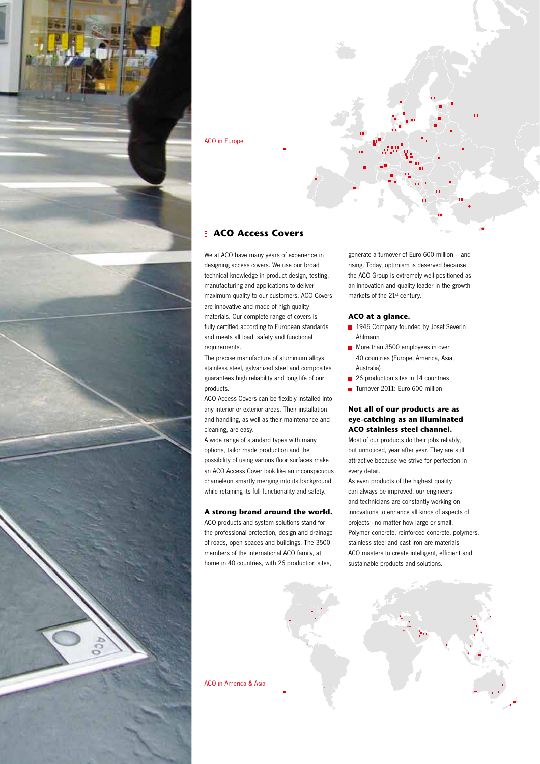ACO in Europe

## ACO Access Covers

We at ACO have many years of experience in designing access covers. We use our broad technical knowledge in product design, testing, manufacturing and applications to deliver maximum quality to our customers. ACO Covers are innovative and made of high quality materials. Our complete range of covers is fully certified according to European standards and meets all load, safety and functional requirements.

The precise manufacture of aluminium alloys, stainless steel, galvanized steel and composites guarantees high reliability and long life of our products.

ACO Access Covers can be flexibly installed into any interior or exterior areas. Their installation and handling, as well as their maintenance and cleaning, are easy.

A wide range of standard types with many options, tailor made production and the possibility of using various floor surfaces make an ACO Access Cover look like an inconspicuous chameleon smartly merging into its background while retaining its full functionality and safety.

### A strong brand around the world.

ACO products and system solutions stand for the professional protection, design and drainage of roads, open spaces and buildings. The 3500 members of the international ACO family, at home in 40 countries, with 26 production sites, generate a turnover of Euro 600 million – and rising. Today, optimism is deserved because the ACO Group is extremely well positioned as an innovation and quality leader in the growth markets of the 21st century.

### ACO at a glance.

- 1946 Company founded by Josef Severin Ahlmann
- More than 3500 employees in over 40 countries (Europe, America, Asia, Australia)
- 26 production sites in 14 countries
- Turnover 2011: Euro 600 million

### Not all of our products are as eye-catching as an illuminated ACO stainless steel channel.

Most of our products do their jobs reliably, but unnoticed, year after year. They are still attractive because we strive for perfection in every detail.

As even products of the highest quality can always be improved, our engineers and technicians are constantly working on innovations to enhance all kinds of aspects of projects - no matter how large or small. Polymer concrete, reinforced concrete, polymers, stainless steel and cast iron are materials ACO masters to create intelligent, efficient and sustainable products and solutions.

ACO in America & Asia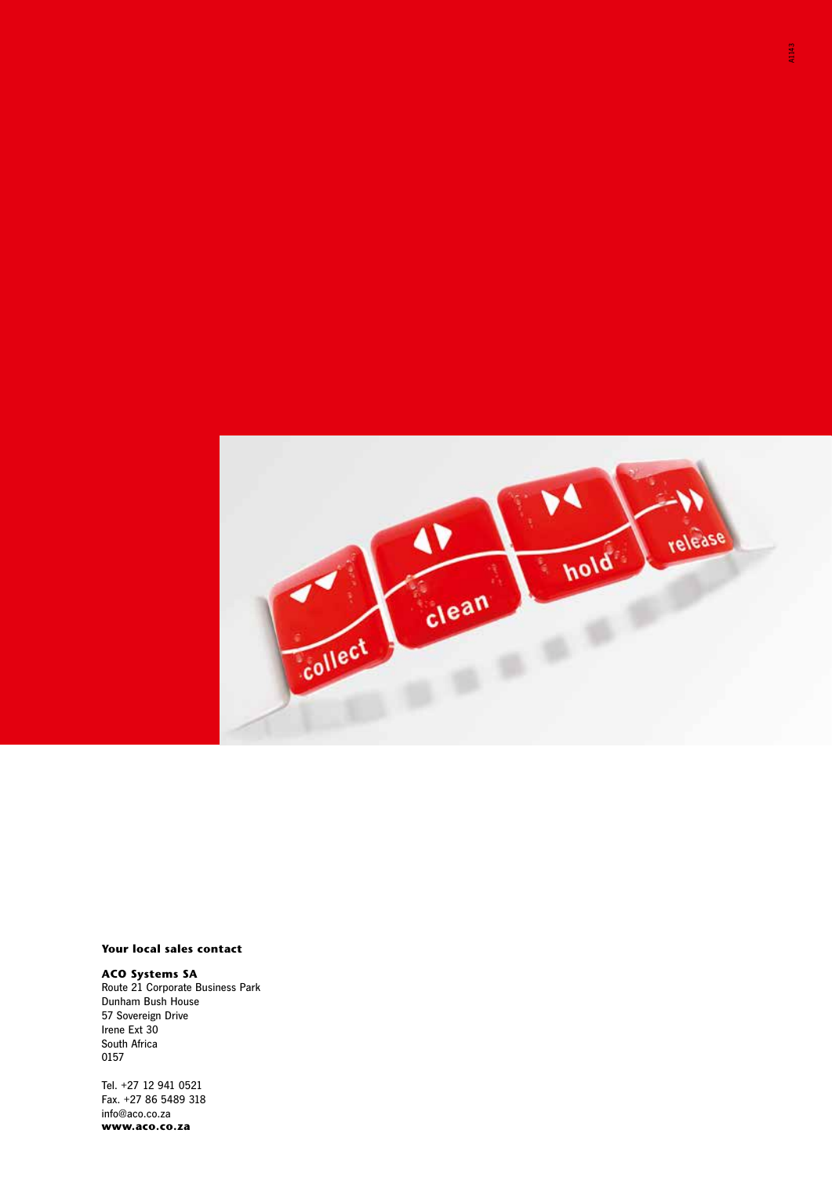**Your local sales contact**

**ACO Systems SA**
Route 21 Corporate Business Park
Dunham Bush House
57 Sovereign Drive
Irene Ext 30
South Africa
0157

Tel. +27 12 941 0521
Fax. +27 86 5489 318
info@aco.co.za
**www.aco.co.za**